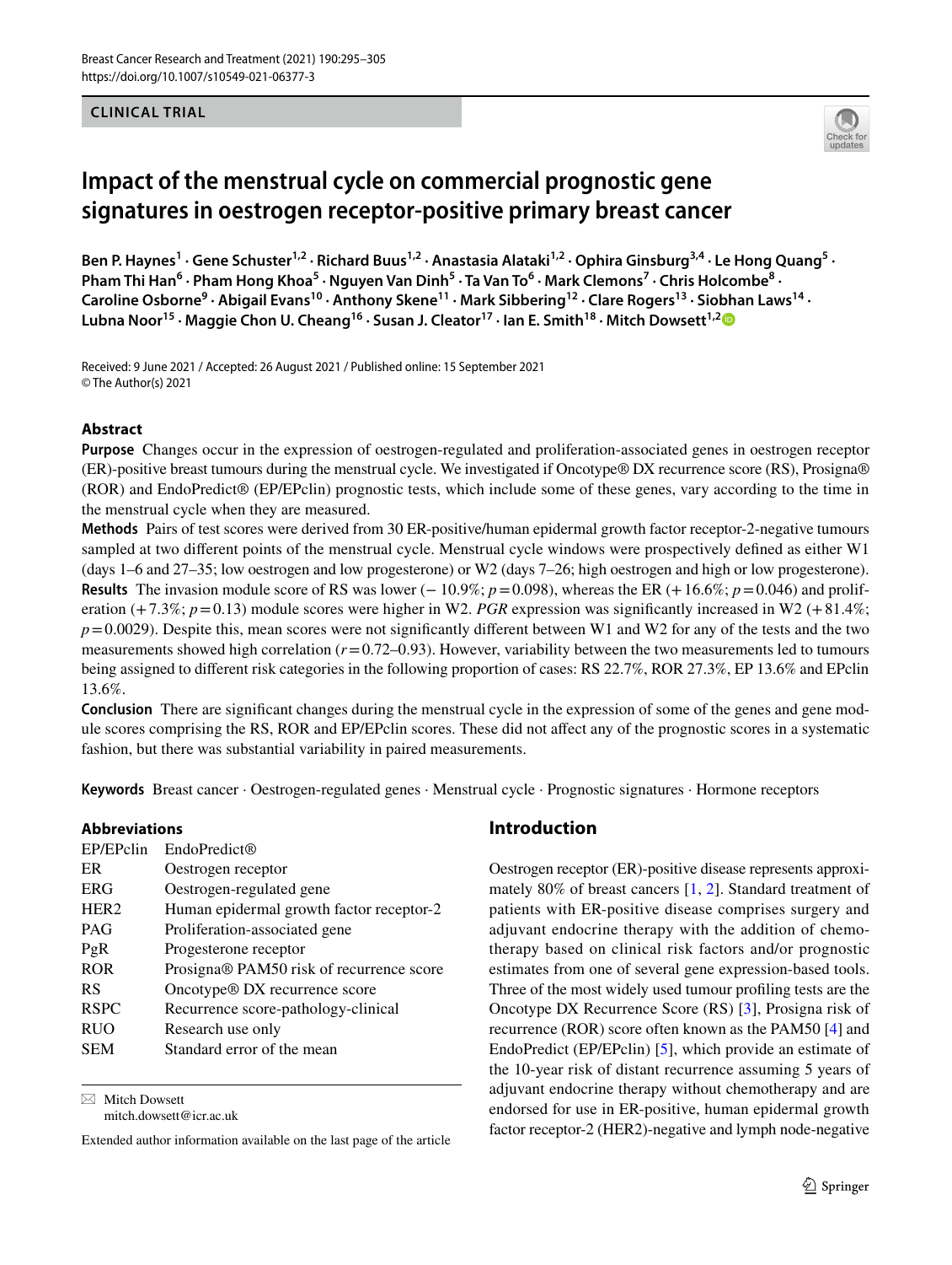CLINICAL TRIAL

# Impact of the menstrual cycle on commercial prognostic gene signatures in oestrogen receptor-positive primary breast cancer

**Ben P. Haynes[1] · Gene Schuster[1,2] · Richard Buus[1,2] · Anastasia Alataki[1,2] · Ophira Ginsburg[3,4] · Le Hong Quang[5] · Pham Thi Han[6] · Pham Hong Khoa[5] · Nguyen Van Dinh[5] · Ta Van To[6] · Mark Clemons[7] · Chris Holcombe[8] · Caroline Osborne[9] · Abigail Evans[10] · Anthony Skene[11] · Mark Sibbering[12] · Clare Rogers[13] · Siobhan Laws[14] · Lubna Noor[15] · Maggie Chon U. Cheang[16] · Susan J. Cleator[17] · Ian E. Smith[18] · Mitch Dowsett[1,2]**

Received: 9 June 2021 / Accepted: 26 August 2021 / Published online: 15 September 2021
© The Author(s) 2021

## Abstract

**Purpose** Changes occur in the expression of oestrogen-regulated and proliferation-associated genes in oestrogen receptor (ER)-positive breast tumours during the menstrual cycle. We investigated if Oncotype® DX recurrence score (RS), Prosigna® (ROR) and EndoPredict® (EP/EPclin) prognostic tests, which include some of these genes, vary according to the time in the menstrual cycle when they are measured.

**Methods** Pairs of test scores were derived from 30 ER-positive/human epidermal growth factor receptor-2-negative tumours sampled at two different points of the menstrual cycle. Menstrual cycle windows were prospectively defined as either W1 (days 1–6 and 27–35; low oestrogen and low progesterone) or W2 (days 7–26; high oestrogen and high or low progesterone).

**Results** The invasion module score of RS was lower (− 10.9%; $p=0.098$), whereas the ER (+16.6%; $p=0.046$) and proliferation (+7.3%; $p=0.13$) module scores were higher in W2. *PGR* expression was significantly increased in W2 (+81.4%; $p=0.0029$). Despite this, mean scores were not significantly different between W1 and W2 for any of the tests and the two measurements showed high correlation ($r=0.72$–$0.93$). However, variability between the two measurements led to tumours being assigned to different risk categories in the following proportion of cases: RS 22.7%, ROR 27.3%, EP 13.6% and EPclin 13.6%.

**Conclusion** There are significant changes during the menstrual cycle in the expression of some of the genes and gene module scores comprising the RS, ROR and EP/EPclin scores. These did not affect any of the prognostic scores in a systematic fashion, but there was substantial variability in paired measurements.

**Keywords** Breast cancer · Oestrogen-regulated genes · Menstrual cycle · Prognostic signatures · Hormone receptors

### Abbreviations

| | |
|---|---|
| EP/EPclin | EndoPredict® |
| ER | Oestrogen receptor |
| ERG | Oestrogen-regulated gene |
| HER2 | Human epidermal growth factor receptor-2 |
| PAG | Proliferation-associated gene |
| PgR | Progesterone receptor |
| ROR | Prosigna® PAM50 risk of recurrence score |
| RS | Oncotype® DX recurrence score |
| RSPC | Recurrence score-pathology-clinical |
| RUO | Research use only |
| SEM | Standard error of the mean |

✉ Mitch Dowsett
mitch.dowsett@icr.ac.uk

Extended author information available on the last page of the article

## Introduction

Oestrogen receptor (ER)-positive disease represents approximately 80% of breast cancers [1, 2]. Standard treatment of patients with ER-positive disease comprises surgery and adjuvant endocrine therapy with the addition of chemotherapy based on clinical risk factors and/or prognostic estimates from one of several gene expression-based tools. Three of the most widely used tumour profiling tests are the Oncotype DX Recurrence Score (RS) [3], Prosigna risk of recurrence (ROR) score often known as the PAM50 [4] and EndoPredict (EP/EPclin) [5], which provide an estimate of the 10-year risk of distant recurrence assuming 5 years of adjuvant endocrine therapy without chemotherapy and are endorsed for use in ER-positive, human epidermal growth factor receptor-2 (HER2)-negative and lymph node-negative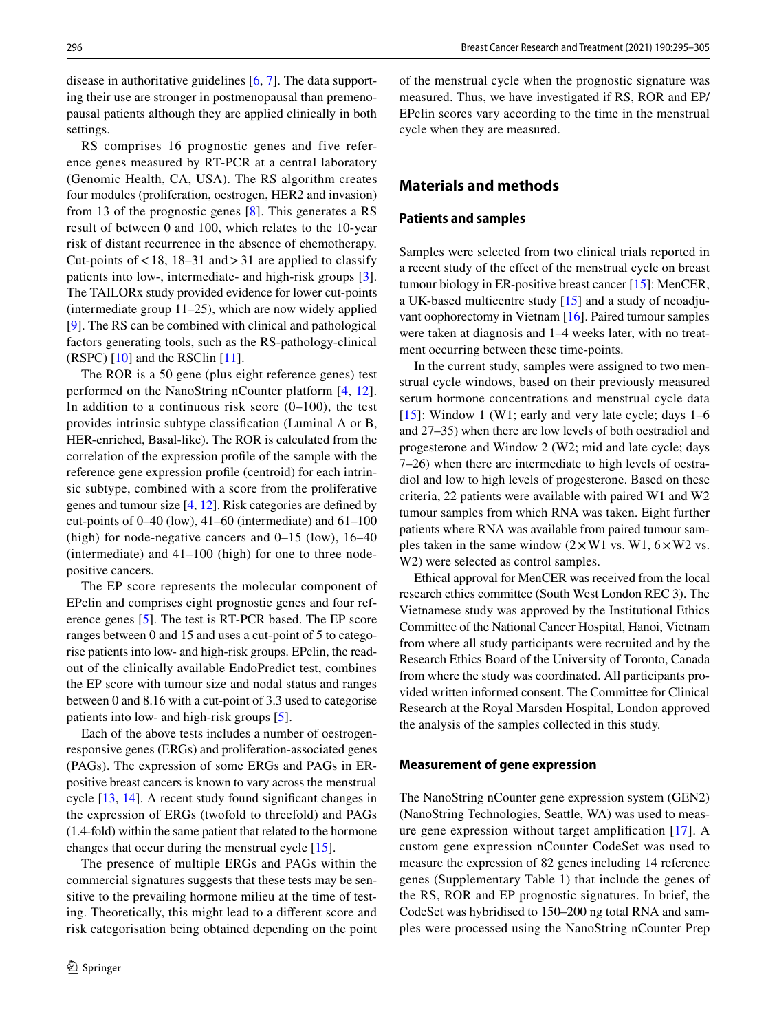disease in authoritative guidelines [6, 7]. The data supporting their use are stronger in postmenopausal than premenopausal patients although they are applied clinically in both settings.

RS comprises 16 prognostic genes and five reference genes measured by RT-PCR at a central laboratory (Genomic Health, CA, USA). The RS algorithm creates four modules (proliferation, oestrogen, HER2 and invasion) from 13 of the prognostic genes [8]. This generates a RS result of between 0 and 100, which relates to the 10-year risk of distant recurrence in the absence of chemotherapy. Cut-points of < 18, 18–31 and > 31 are applied to classify patients into low-, intermediate- and high-risk groups [3]. The TAILORx study provided evidence for lower cut-points (intermediate group 11–25), which are now widely applied [9]. The RS can be combined with clinical and pathological factors generating tools, such as the RS-pathology-clinical (RSPC) [10] and the RSClin [11].

The ROR is a 50 gene (plus eight reference genes) test performed on the NanoString nCounter platform [4, 12]. In addition to a continuous risk score (0–100), the test provides intrinsic subtype classification (Luminal A or B, HER-enriched, Basal-like). The ROR is calculated from the correlation of the expression profile of the sample with the reference gene expression profile (centroid) for each intrinsic subtype, combined with a score from the proliferative genes and tumour size [4, 12]. Risk categories are defined by cut-points of 0–40 (low), 41–60 (intermediate) and 61–100 (high) for node-negative cancers and 0–15 (low), 16–40 (intermediate) and 41–100 (high) for one to three node-positive cancers.

The EP score represents the molecular component of EPclin and comprises eight prognostic genes and four reference genes [5]. The test is RT-PCR based. The EP score ranges between 0 and 15 and uses a cut-point of 5 to categorise patients into low- and high-risk groups. EPclin, the readout of the clinically available EndoPredict test, combines the EP score with tumour size and nodal status and ranges between 0 and 8.16 with a cut-point of 3.3 used to categorise patients into low- and high-risk groups [5].

Each of the above tests includes a number of oestrogen-responsive genes (ERGs) and proliferation-associated genes (PAGs). The expression of some ERGs and PAGs in ER-positive breast cancers is known to vary across the menstrual cycle [13, 14]. A recent study found significant changes in the expression of ERGs (twofold to threefold) and PAGs (1.4-fold) within the same patient that related to the hormone changes that occur during the menstrual cycle [15].

The presence of multiple ERGs and PAGs within the commercial signatures suggests that these tests may be sensitive to the prevailing hormone milieu at the time of testing. Theoretically, this might lead to a different score and risk categorisation being obtained depending on the point of the menstrual cycle when the prognostic signature was measured. Thus, we have investigated if RS, ROR and EP/EPclin scores vary according to the time in the menstrual cycle when they are measured.

## Materials and methods

### Patients and samples

Samples were selected from two clinical trials reported in a recent study of the effect of the menstrual cycle on breast tumour biology in ER-positive breast cancer [15]: MenCER, a UK-based multicentre study [15] and a study of neoadjuvant oophorectomy in Vietnam [16]. Paired tumour samples were taken at diagnosis and 1–4 weeks later, with no treatment occurring between these time-points.

In the current study, samples were assigned to two menstrual cycle windows, based on their previously measured serum hormone concentrations and menstrual cycle data [15]: Window 1 (W1; early and very late cycle; days 1–6 and 27–35) when there are low levels of both oestradiol and progesterone and Window 2 (W2; mid and late cycle; days 7–26) when there are intermediate to high levels of oestradiol and low to high levels of progesterone. Based on these criteria, 22 patients were available with paired W1 and W2 tumour samples from which RNA was taken. Eight further patients where RNA was available from paired tumour samples taken in the same window (2 × W1 vs. W1, 6 × W2 vs. W2) were selected as control samples.

Ethical approval for MenCER was received from the local research ethics committee (South West London REC 3). The Vietnamese study was approved by the Institutional Ethics Committee of the National Cancer Hospital, Hanoi, Vietnam from where all study participants were recruited and by the Research Ethics Board of the University of Toronto, Canada from where the study was coordinated. All participants provided written informed consent. The Committee for Clinical Research at the Royal Marsden Hospital, London approved the analysis of the samples collected in this study.

### Measurement of gene expression

The NanoString nCounter gene expression system (GEN2) (NanoString Technologies, Seattle, WA) was used to measure gene expression without target amplification [17]. A custom gene expression nCounter CodeSet was used to measure the expression of 82 genes including 14 reference genes (Supplementary Table 1) that include the genes of the RS, ROR and EP prognostic signatures. In brief, the CodeSet was hybridised to 150–200 ng total RNA and samples were processed using the NanoString nCounter Prep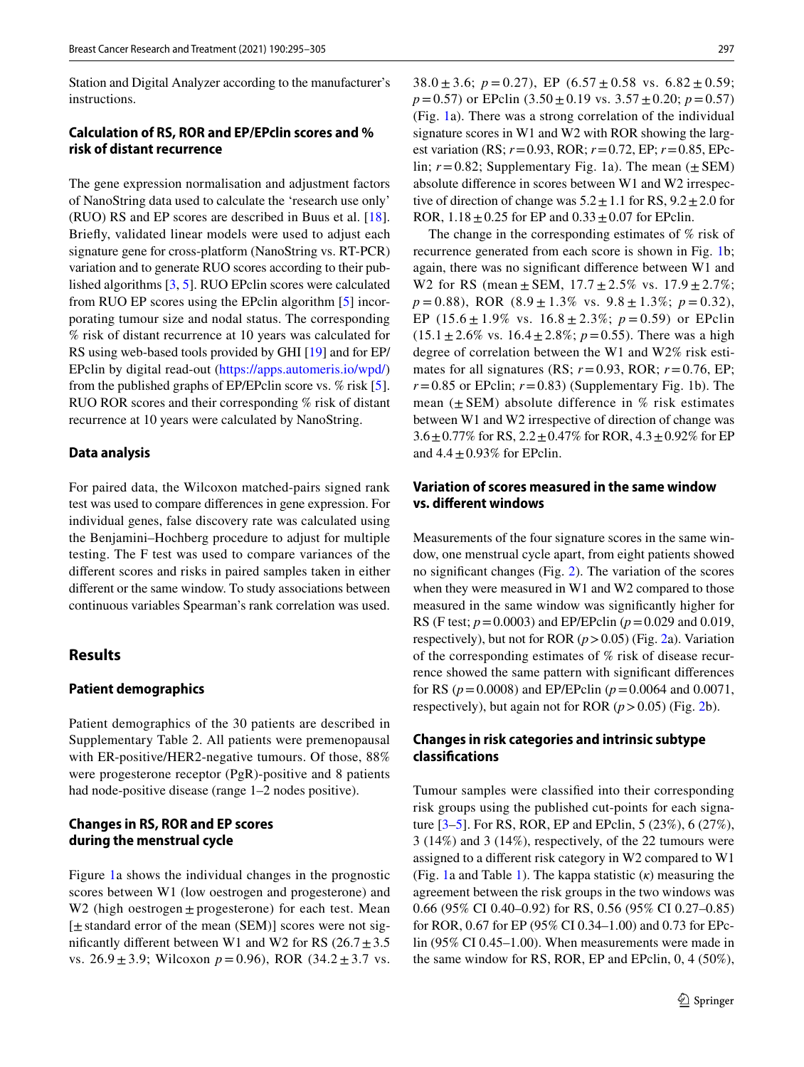Station and Digital Analyzer according to the manufacturer's instructions.

### Calculation of RS, ROR and EP/EPclin scores and % risk of distant recurrence

The gene expression normalisation and adjustment factors of NanoString data used to calculate the 'research use only' (RUO) RS and EP scores are described in Buus et al. [18]. Briefly, validated linear models were used to adjust each signature gene for cross-platform (NanoString vs. RT-PCR) variation and to generate RUO scores according to their published algorithms [3, 5]. RUO EPclin scores were calculated from RUO EP scores using the EPclin algorithm [5] incorporating tumour size and nodal status. The corresponding % risk of distant recurrence at 10 years was calculated for RS using web-based tools provided by GHI [19] and for EP/EPclin by digital read-out (https://apps.automeris.io/wpd/) from the published graphs of EP/EPclin score vs. % risk [5]. RUO ROR scores and their corresponding % risk of distant recurrence at 10 years were calculated by NanoString.

### Data analysis

For paired data, the Wilcoxon matched-pairs signed rank test was used to compare differences in gene expression. For individual genes, false discovery rate was calculated using the Benjamini–Hochberg procedure to adjust for multiple testing. The F test was used to compare variances of the different scores and risks in paired samples taken in either different or the same window. To study associations between continuous variables Spearman's rank correlation was used.

## Results

### Patient demographics

Patient demographics of the 30 patients are described in Supplementary Table 2. All patients were premenopausal with ER-positive/HER2-negative tumours. Of those, 88% were progesterone receptor (PgR)-positive and 8 patients had node-positive disease (range 1–2 nodes positive).

### Changes in RS, ROR and EP scores during the menstrual cycle

Figure 1a shows the individual changes in the prognostic scores between W1 (low oestrogen and progesterone) and W2 (high oestrogen ± progesterone) for each test. Mean [± standard error of the mean (SEM)] scores were not significantly different between W1 and W2 for RS (26.7 ± 3.5 vs. 26.9 ± 3.9; Wilcoxon $p = 0.96$), ROR (34.2 ± 3.7 vs. 38.0 ± 3.6; $p = 0.27$), EP (6.57 ± 0.58 vs. 6.82 ± 0.59; $p = 0.57$) or EPclin (3.50 ± 0.19 vs. 3.57 ± 0.20; $p = 0.57$) (Fig. 1a). There was a strong correlation of the individual signature scores in W1 and W2 with ROR showing the largest variation (RS; $r = 0.93$, ROR; $r = 0.72$, EP; $r = 0.85$, EPclin; $r = 0.82$; Supplementary Fig. 1a). The mean (± SEM) absolute difference in scores between W1 and W2 irrespective of direction of change was 5.2 ± 1.1 for RS, 9.2 ± 2.0 for ROR, 1.18 ± 0.25 for EP and 0.33 ± 0.07 for EPclin.

The change in the corresponding estimates of % risk of recurrence generated from each score is shown in Fig. 1b; again, there was no significant difference between W1 and W2 for RS (mean ± SEM, 17.7 ± 2.5% vs. 17.9 ± 2.7%; $p = 0.88$), ROR (8.9 ± 1.3% vs. 9.8 ± 1.3%; $p = 0.32$), EP (15.6 ± 1.9% vs. 16.8 ± 2.3%; $p = 0.59$) or EPclin (15.1 ± 2.6% vs. 16.4 ± 2.8%; $p = 0.55$). There was a high degree of correlation between the W1 and W2% risk estimates for all signatures (RS; $r = 0.93$, ROR; $r = 0.76$, EP; $r = 0.85$ or EPclin; $r = 0.83$) (Supplementary Fig. 1b). The mean (± SEM) absolute difference in % risk estimates between W1 and W2 irrespective of direction of change was 3.6 ± 0.77% for RS, 2.2 ± 0.47% for ROR, 4.3 ± 0.92% for EP and 4.4 ± 0.93% for EPclin.

### Variation of scores measured in the same window vs. different windows

Measurements of the four signature scores in the same window, one menstrual cycle apart, from eight patients showed no significant changes (Fig. 2). The variation of the scores when they were measured in W1 and W2 compared to those measured in the same window was significantly higher for RS (F test; $p = 0.0003$) and EP/EPclin ($p = 0.029$ and 0.019, respectively), but not for ROR ($p > 0.05$) (Fig. 2a). Variation of the corresponding estimates of % risk of disease recurrence showed the same pattern with significant differences for RS ($p = 0.0008$) and EP/EPclin ($p = 0.0064$ and 0.0071, respectively), but again not for ROR ($p > 0.05$) (Fig. 2b).

### Changes in risk categories and intrinsic subtype classifications

Tumour samples were classified into their corresponding risk groups using the published cut-points for each signature [3–5]. For RS, ROR, EP and EPclin, 5 (23%), 6 (27%), 3 (14%) and 3 (14%), respectively, of the 22 tumours were assigned to a different risk category in W2 compared to W1 (Fig. 1a and Table 1). The kappa statistic ($\kappa$) measuring the agreement between the risk groups in the two windows was 0.66 (95% CI 0.40–0.92) for RS, 0.56 (95% CI 0.27–0.85) for ROR, 0.67 for EP (95% CI 0.34–1.00) and 0.73 for EPclin (95% CI 0.45–1.00). When measurements were made in the same window for RS, ROR, EP and EPclin, 0, 4 (50%),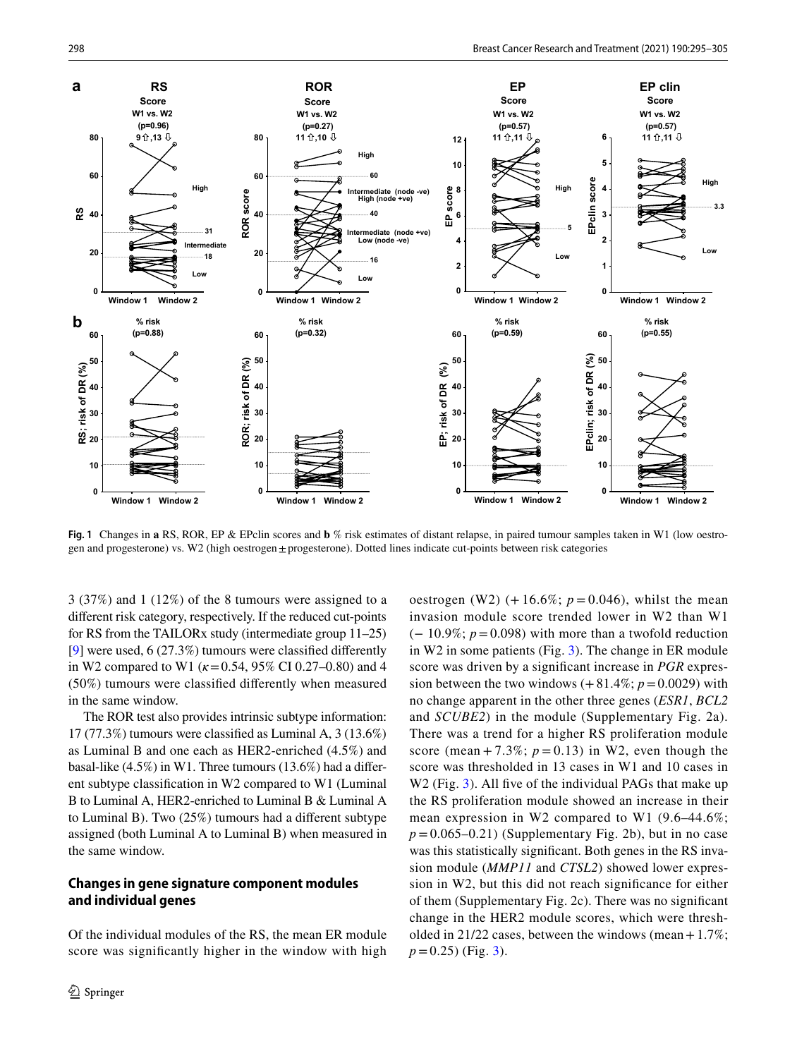**Fig. 1** Changes in **a** RS, ROR, EP & EPclin scores and **b** % risk estimates of distant relapse, in paired tumour samples taken in W1 (low oestrogen and progesterone) vs. W2 (high oestrogen ± progesterone). Dotted lines indicate cut-points between risk categories

3 (37%) and 1 (12%) of the 8 tumours were assigned to a different risk category, respectively. If the reduced cut-points for RS from the TAILORx study (intermediate group 11–25) [9] were used, 6 (27.3%) tumours were classified differently in W2 compared to W1 ($\kappa = 0.54$, 95% CI 0.27–0.80) and 4 (50%) tumours were classified differently when measured in the same window.

The ROR test also provides intrinsic subtype information: 17 (77.3%) tumours were classified as Luminal A, 3 (13.6%) as Luminal B and one each as HER2-enriched (4.5%) and basal-like (4.5%) in W1. Three tumours (13.6%) had a different subtype classification in W2 compared to W1 (Luminal B to Luminal A, HER2-enriched to Luminal B & Luminal A to Luminal B). Two (25%) tumours had a different subtype assigned (both Luminal A to Luminal B) when measured in the same window.

## Changes in gene signature component modules and individual genes

Of the individual modules of the RS, the mean ER module score was significantly higher in the window with high oestrogen (W2) (+ 16.6%; $p = 0.046$), whilst the mean invasion module score trended lower in W2 than W1 (− 10.9%; $p = 0.098$) with more than a twofold reduction in W2 in some patients (Fig. 3). The change in ER module score was driven by a significant increase in *PGR* expression between the two windows (+ 81.4%; $p = 0.0029$) with no change apparent in the other three genes (*ESR1*, *BCL2* and *SCUBE2*) in the module (Supplementary Fig. 2a). There was a trend for a higher RS proliferation module score (mean + 7.3%; $p = 0.13$) in W2, even though the score was thresholded in 13 cases in W1 and 10 cases in W2 (Fig. 3). All five of the individual PAGs that make up the RS proliferation module showed an increase in their mean expression in W2 compared to W1 (9.6–44.6%; $p = 0.065$–0.21) (Supplementary Fig. 2b), but in no case was this statistically significant. Both genes in the RS invasion module (*MMP11* and *CTSL2*) showed lower expression in W2, but this did not reach significance for either of them (Supplementary Fig. 2c). There was no significant change in the HER2 module scores, which were thresholded in 21/22 cases, between the windows (mean + 1.7%; $p = 0.25$) (Fig. 3).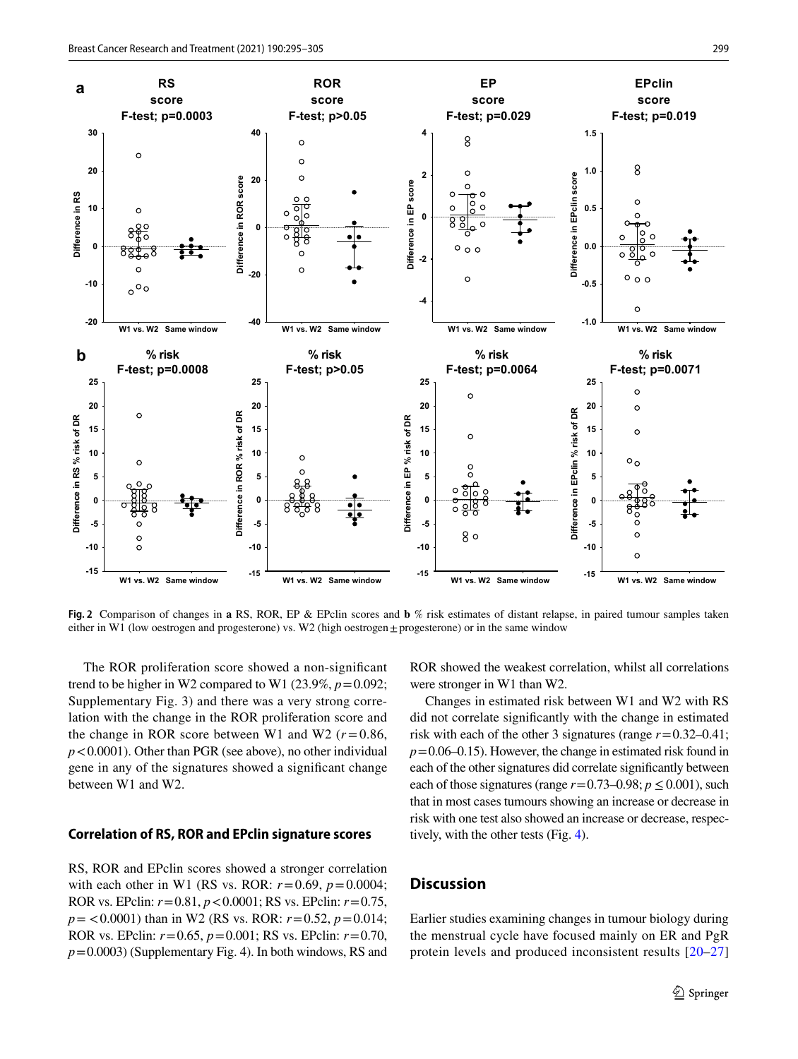**Fig. 2** Comparison of changes in **a** RS, ROR, EP & EPclin scores and **b** % risk estimates of distant relapse, in paired tumour samples taken either in W1 (low oestrogen and progesterone) vs. W2 (high oestrogen ± progesterone) or in the same window

The ROR proliferation score showed a non-significant trend to be higher in W2 compared to W1 (23.9%, $p = 0.092$; Supplementary Fig. 3) and there was a very strong correlation with the change in the ROR proliferation score and the change in ROR score between W1 and W2 ($r = 0.86$, $p < 0.0001$). Other than PGR (see above), no other individual gene in any of the signatures showed a significant change between W1 and W2.

### Correlation of RS, ROR and EPclin signature scores

RS, ROR and EPclin scores showed a stronger correlation with each other in W1 (RS vs. ROR: $r = 0.69$, $p = 0.0004$; ROR vs. EPclin: $r = 0.81$, $p < 0.0001$; RS vs. EPclin: $r = 0.75$, $p = < 0.0001$) than in W2 (RS vs. ROR: $r = 0.52$, $p = 0.014$; ROR vs. EPclin: $r = 0.65$, $p = 0.001$; RS vs. EPclin: $r = 0.70$, $p = 0.0003$) (Supplementary Fig. 4). In both windows, RS and ROR showed the weakest correlation, whilst all correlations were stronger in W1 than W2.

Changes in estimated risk between W1 and W2 with RS did not correlate significantly with the change in estimated risk with each of the other 3 signatures (range $r = 0.32$–$0.41$; $p = 0.06$–$0.15$). However, the change in estimated risk found in each of the other signatures did correlate significantly between each of those signatures (range $r = 0.73$–$0.98$; $p \leq 0.001$), such that in most cases tumours showing an increase or decrease in risk with one test also showed an increase or decrease, respectively, with the other tests (Fig. 4).

## Discussion

Earlier studies examining changes in tumour biology during the menstrual cycle have focused mainly on ER and PgR protein levels and produced inconsistent results [20–27]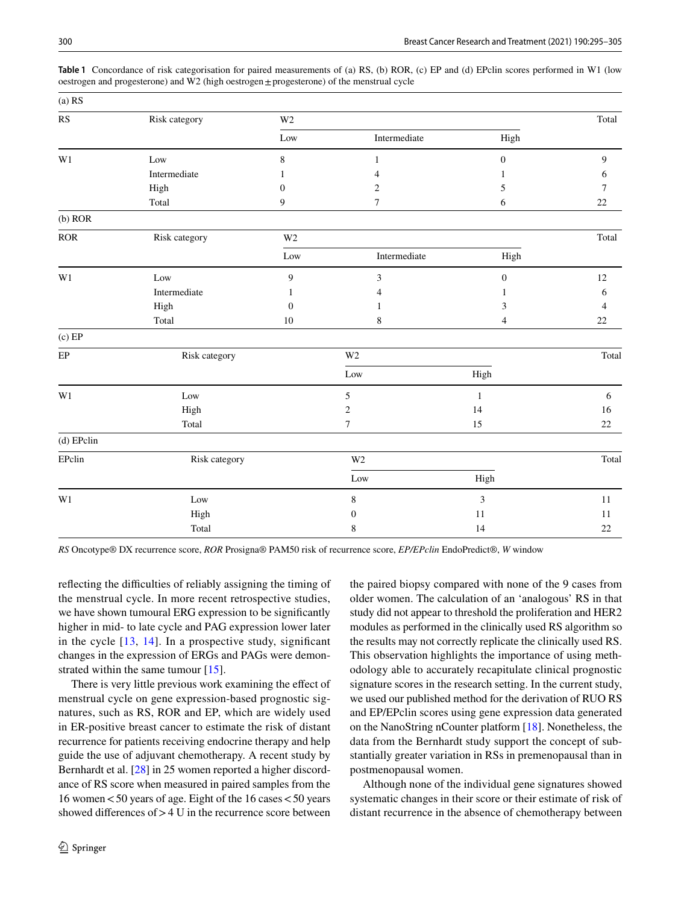**Table 1** Concordance of risk categorisation for paired measurements of (a) RS, (b) ROR, (c) EP and (d) EPclin scores performed in W1 (low oestrogen and progesterone) and W2 (high oestrogen ± progesterone) of the menstrual cycle

(a) RS

| RS | Risk category | W2 | | | Total |
|---|---|---|---|---|---|
| | | Low | Intermediate | High | |
| W1 | Low | 8 | 1 | 0 | 9 |
| | Intermediate | 1 | 4 | 1 | 6 |
| | High | 0 | 2 | 5 | 7 |
| | Total | 9 | 7 | 6 | 22 |

(b) ROR

| ROR | Risk category | W2 | | | Total |
|---|---|---|---|---|---|
| | | Low | Intermediate | High | |
| W1 | Low | 9 | 3 | 0 | 12 |
| | Intermediate | 1 | 4 | 1 | 6 |
| | High | 0 | 1 | 3 | 4 |
| | Total | 10 | 8 | 4 | 22 |

(c) EP

| EP | Risk category | W2 | | Total |
|---|---|---|---|---|
| | | Low | High | |
| W1 | Low | 5 | 1 | 6 |
| | High | 2 | 14 | 16 |
| | Total | 7 | 15 | 22 |

(d) EPclin

| EPclin | Risk category | W2 | | Total |
|---|---|---|---|---|
| | | Low | High | |
| W1 | Low | 8 | 3 | 11 |
| | High | 0 | 11 | 11 |
| | Total | 8 | 14 | 22 |

*RS* Oncotype® DX recurrence score, *ROR* Prosigna® PAM50 risk of recurrence score, *EP/EPclin* EndoPredict®, *W* window

reflecting the difficulties of reliably assigning the timing of the menstrual cycle. In more recent retrospective studies, we have shown tumoural ERG expression to be significantly higher in mid- to late cycle and PAG expression lower later in the cycle [13, 14]. In a prospective study, significant changes in the expression of ERGs and PAGs were demonstrated within the same tumour [15].

There is very little previous work examining the effect of menstrual cycle on gene expression-based prognostic signatures, such as RS, ROR and EP, which are widely used in ER-positive breast cancer to estimate the risk of distant recurrence for patients receiving endocrine therapy and help guide the use of adjuvant chemotherapy. A recent study by Bernhardt et al. [28] in 25 women reported a higher discordance of RS score when measured in paired samples from the 16 women < 50 years of age. Eight of the 16 cases < 50 years showed differences of > 4 U in the recurrence score between the paired biopsy compared with none of the 9 cases from older women. The calculation of an 'analogous' RS in that study did not appear to threshold the proliferation and HER2 modules as performed in the clinically used RS algorithm so the results may not correctly replicate the clinically used RS. This observation highlights the importance of using methodology able to accurately recapitulate clinical prognostic signature scores in the research setting. In the current study, we used our published method for the derivation of RUO RS and EP/EPclin scores using gene expression data generated on the NanoString nCounter platform [18]. Nonetheless, the data from the Bernhardt study support the concept of substantially greater variation in RSs in premenopausal than in postmenopausal women.

Although none of the individual gene signatures showed systematic changes in their score or their estimate of risk of distant recurrence in the absence of chemotherapy between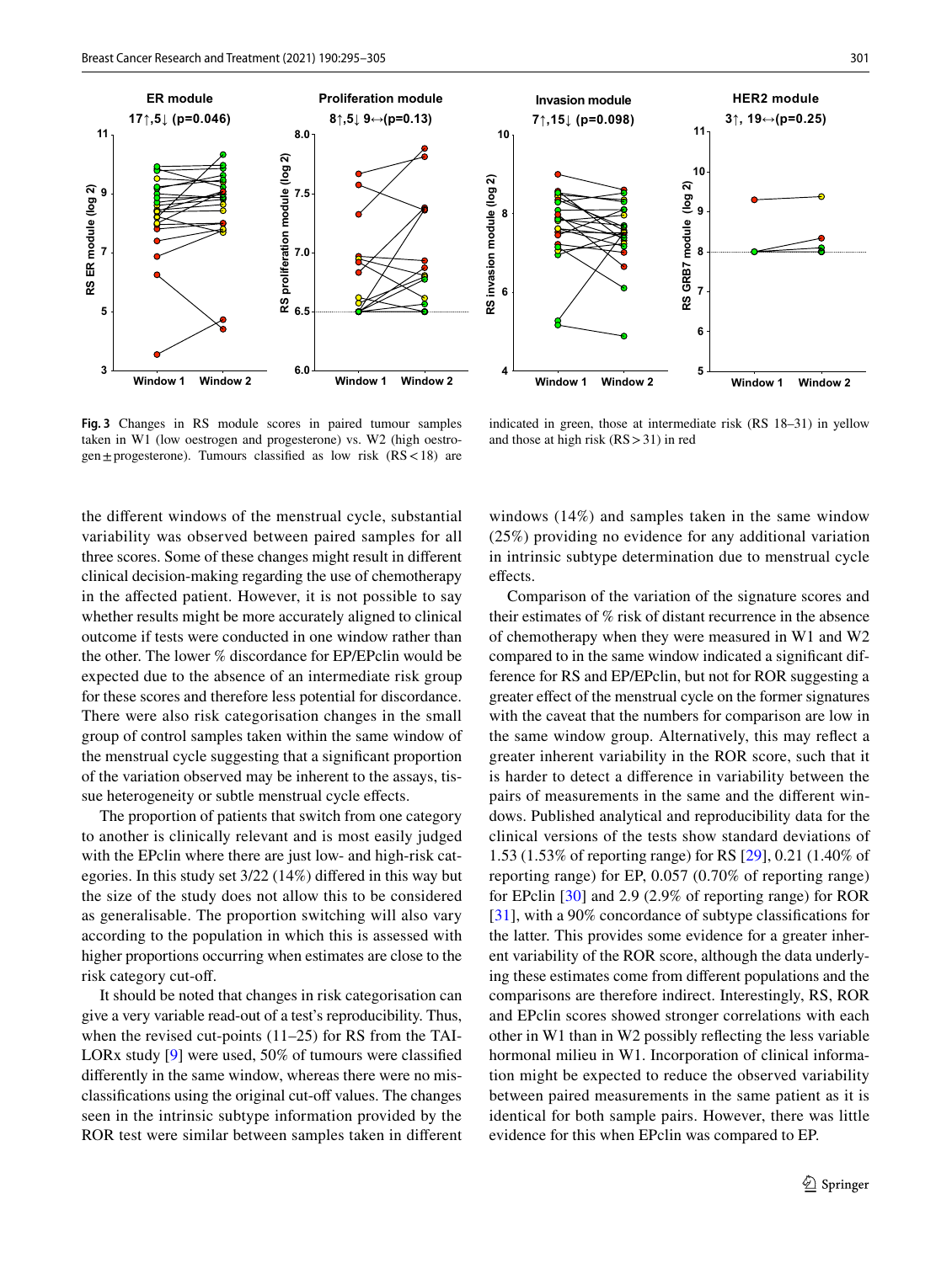**Fig. 3** Changes in RS module scores in paired tumour samples taken in W1 (low oestrogen and progesterone) vs. W2 (high oestrogen ± progesterone). Tumours classified as low risk (RS < 18) are indicated in green, those at intermediate risk (RS 18–31) in yellow and those at high risk (RS > 31) in red

the different windows of the menstrual cycle, substantial variability was observed between paired samples for all three scores. Some of these changes might result in different clinical decision-making regarding the use of chemotherapy in the affected patient. However, it is not possible to say whether results might be more accurately aligned to clinical outcome if tests were conducted in one window rather than the other. The lower % discordance for EP/EPclin would be expected due to the absence of an intermediate risk group for these scores and therefore less potential for discordance. There were also risk categorisation changes in the small group of control samples taken within the same window of the menstrual cycle suggesting that a significant proportion of the variation observed may be inherent to the assays, tissue heterogeneity or subtle menstrual cycle effects.

The proportion of patients that switch from one category to another is clinically relevant and is most easily judged with the EPclin where there are just low- and high-risk categories. In this study set 3/22 (14%) differed in this way but the size of the study does not allow this to be considered as generalisable. The proportion switching will also vary according to the population in which this is assessed with higher proportions occurring when estimates are close to the risk category cut-off.

It should be noted that changes in risk categorisation can give a very variable read-out of a test's reproducibility. Thus, when the revised cut-points (11–25) for RS from the TAILORx study [9] were used, 50% of tumours were classified differently in the same window, whereas there were no misclassifications using the original cut-off values. The changes seen in the intrinsic subtype information provided by the ROR test were similar between samples taken in different windows (14%) and samples taken in the same window (25%) providing no evidence for any additional variation in intrinsic subtype determination due to menstrual cycle effects.

Comparison of the variation of the signature scores and their estimates of % risk of distant recurrence in the absence of chemotherapy when they were measured in W1 and W2 compared to in the same window indicated a significant difference for RS and EP/EPclin, but not for ROR suggesting a greater effect of the menstrual cycle on the former signatures with the caveat that the numbers for comparison are low in the same window group. Alternatively, this may reflect a greater inherent variability in the ROR score, such that it is harder to detect a difference in variability between the pairs of measurements in the same and the different windows. Published analytical and reproducibility data for the clinical versions of the tests show standard deviations of 1.53 (1.53% of reporting range) for RS [29], 0.21 (1.40% of reporting range) for EP, 0.057 (0.70% of reporting range) for EPclin [30] and 2.9 (2.9% of reporting range) for ROR [31], with a 90% concordance of subtype classifications for the latter. This provides some evidence for a greater inherent variability of the ROR score, although the data underlying these estimates come from different populations and the comparisons are therefore indirect. Interestingly, RS, ROR and EPclin scores showed stronger correlations with each other in W1 than in W2 possibly reflecting the less variable hormonal milieu in W1. Incorporation of clinical information might be expected to reduce the observed variability between paired measurements in the same patient as it is identical for both sample pairs. However, there was little evidence for this when EPclin was compared to EP.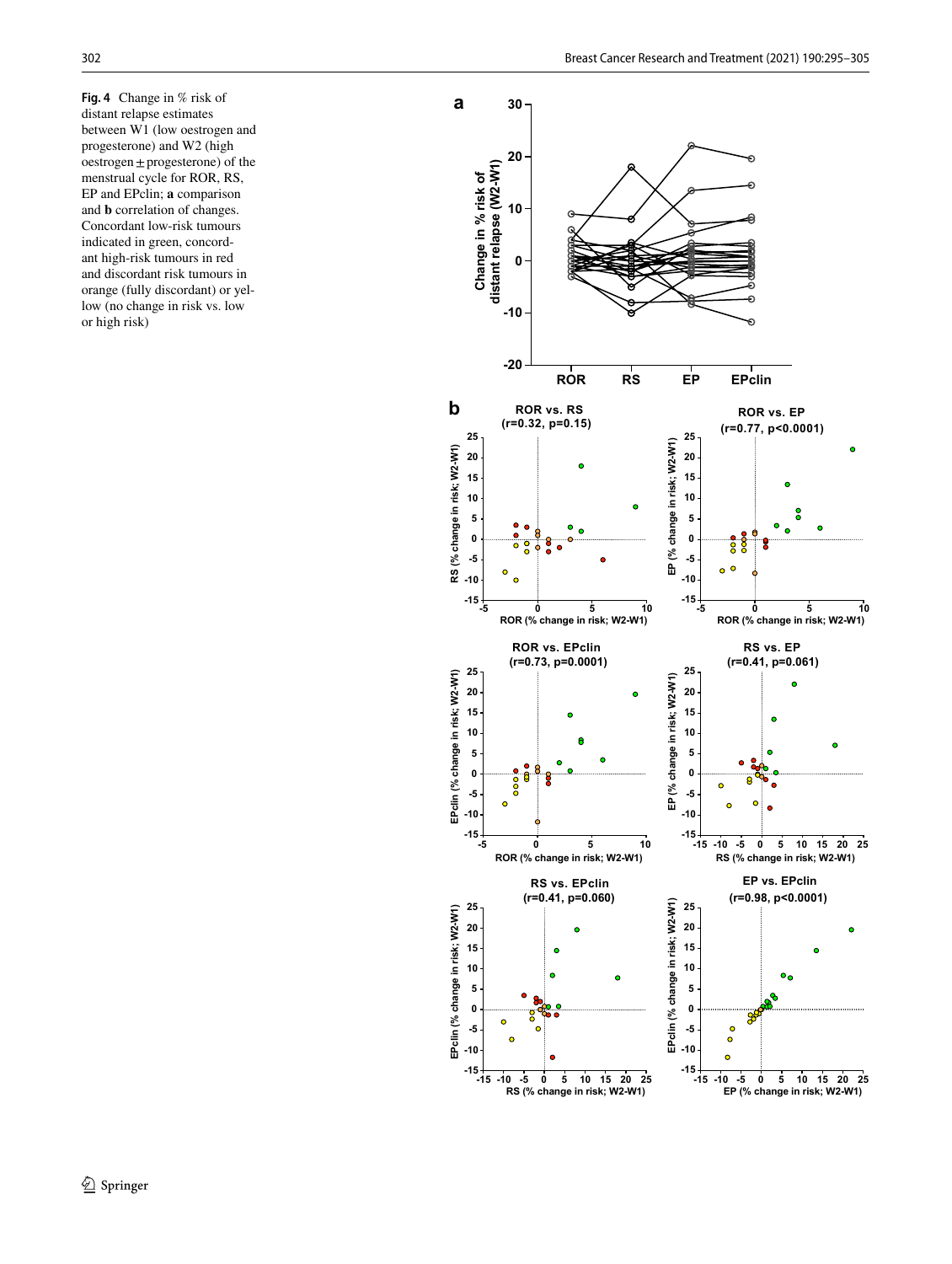**Fig. 4** Change in % risk of distant relapse estimates between W1 (low oestrogen and progesterone) and W2 (high oestrogen ± progesterone) of the menstrual cycle for ROR, RS, EP and EPclin; **a** comparison and **b** correlation of changes. Concordant low-risk tumours indicated in green, concordant high-risk tumours in red and discordant risk tumours in orange (fully discordant) or yellow (no change in risk vs. low or high risk)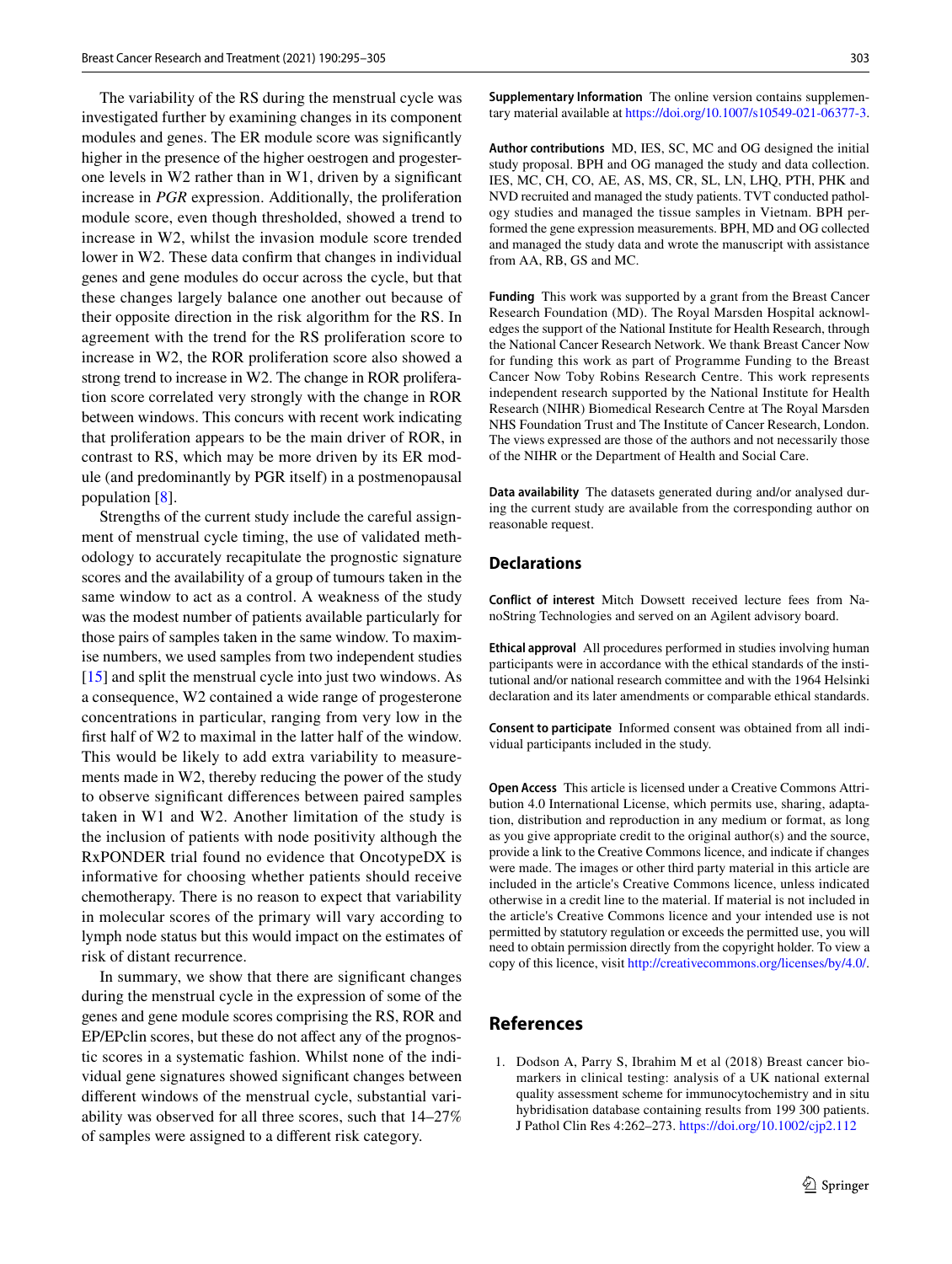The variability of the RS during the menstrual cycle was investigated further by examining changes in its component modules and genes. The ER module score was significantly higher in the presence of the higher oestrogen and progesterone levels in W2 rather than in W1, driven by a significant increase in *PGR* expression. Additionally, the proliferation module score, even though thresholded, showed a trend to increase in W2, whilst the invasion module score trended lower in W2. These data confirm that changes in individual genes and gene modules do occur across the cycle, but that these changes largely balance one another out because of their opposite direction in the risk algorithm for the RS. In agreement with the trend for the RS proliferation score to increase in W2, the ROR proliferation score also showed a strong trend to increase in W2. The change in ROR proliferation score correlated very strongly with the change in ROR between windows. This concurs with recent work indicating that proliferation appears to be the main driver of ROR, in contrast to RS, which may be more driven by its ER module (and predominantly by PGR itself) in a postmenopausal population [8].

Strengths of the current study include the careful assignment of menstrual cycle timing, the use of validated methodology to accurately recapitulate the prognostic signature scores and the availability of a group of tumours taken in the same window to act as a control. A weakness of the study was the modest number of patients available particularly for those pairs of samples taken in the same window. To maximise numbers, we used samples from two independent studies [15] and split the menstrual cycle into just two windows. As a consequence, W2 contained a wide range of progesterone concentrations in particular, ranging from very low in the first half of W2 to maximal in the latter half of the window. This would be likely to add extra variability to measurements made in W2, thereby reducing the power of the study to observe significant differences between paired samples taken in W1 and W2. Another limitation of the study is the inclusion of patients with node positivity although the RxPONDER trial found no evidence that OncotypeDX is informative for choosing whether patients should receive chemotherapy. There is no reason to expect that variability in molecular scores of the primary will vary according to lymph node status but this would impact on the estimates of risk of distant recurrence.

In summary, we show that there are significant changes during the menstrual cycle in the expression of some of the genes and gene module scores comprising the RS, ROR and EP/EPclin scores, but these do not affect any of the prognostic scores in a systematic fashion. Whilst none of the individual gene signatures showed significant changes between different windows of the menstrual cycle, substantial variability was observed for all three scores, such that 14–27% of samples were assigned to a different risk category.

**Supplementary Information** The online version contains supplementary material available at https://doi.org/10.1007/s10549-021-06377-3.

**Author contributions** MD, IES, SC, MC and OG designed the initial study proposal. BPH and OG managed the study and data collection. IES, MC, CH, CO, AE, AS, MS, CR, SL, LN, LHQ, PTH, PHK and NVD recruited and managed the study patients. TVT conducted pathology studies and managed the tissue samples in Vietnam. BPH performed the gene expression measurements. BPH, MD and OG collected and managed the study data and wrote the manuscript with assistance from AA, RB, GS and MC.

**Funding** This work was supported by a grant from the Breast Cancer Research Foundation (MD). The Royal Marsden Hospital acknowledges the support of the National Institute for Health Research, through the National Cancer Research Network. We thank Breast Cancer Now for funding this work as part of Programme Funding to the Breast Cancer Now Toby Robins Research Centre. This work represents independent research supported by the National Institute for Health Research (NIHR) Biomedical Research Centre at The Royal Marsden NHS Foundation Trust and The Institute of Cancer Research, London. The views expressed are those of the authors and not necessarily those of the NIHR or the Department of Health and Social Care.

**Data availability** The datasets generated during and/or analysed during the current study are available from the corresponding author on reasonable request.

## Declarations

**Conflict of interest** Mitch Dowsett received lecture fees from NanoString Technologies and served on an Agilent advisory board.

**Ethical approval** All procedures performed in studies involving human participants were in accordance with the ethical standards of the institutional and/or national research committee and with the 1964 Helsinki declaration and its later amendments or comparable ethical standards.

**Consent to participate** Informed consent was obtained from all individual participants included in the study.

**Open Access** This article is licensed under a Creative Commons Attribution 4.0 International License, which permits use, sharing, adaptation, distribution and reproduction in any medium or format, as long as you give appropriate credit to the original author(s) and the source, provide a link to the Creative Commons licence, and indicate if changes were made. The images or other third party material in this article are included in the article's Creative Commons licence, unless indicated otherwise in a credit line to the material. If material is not included in the article's Creative Commons licence and your intended use is not permitted by statutory regulation or exceeds the permitted use, you will need to obtain permission directly from the copyright holder. To view a copy of this licence, visit http://creativecommons.org/licenses/by/4.0/.

## References

1. Dodson A, Parry S, Ibrahim M et al (2018) Breast cancer biomarkers in clinical testing: analysis of a UK national external quality assessment scheme for immunocytochemistry and in situ hybridisation database containing results from 199 300 patients. J Pathol Clin Res 4:262–273. https://doi.org/10.1002/cjp2.112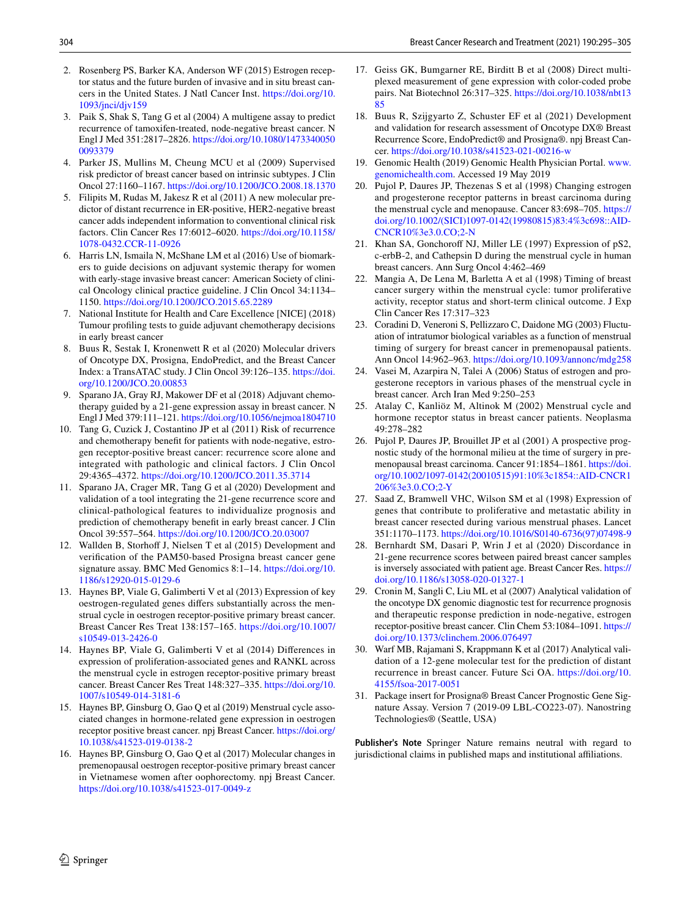2. Rosenberg PS, Barker KA, Anderson WF (2015) Estrogen receptor status and the future burden of invasive and in situ breast cancers in the United States. J Natl Cancer Inst. https://doi.org/10.1093/jnci/djv159
3. Paik S, Shak S, Tang G et al (2004) A multigene assay to predict recurrence of tamoxifen-treated, node-negative breast cancer. N Engl J Med 351:2817–2826. https://doi.org/10.1080/14733400500093379
4. Parker JS, Mullins M, Cheung MCU et al (2009) Supervised risk predictor of breast cancer based on intrinsic subtypes. J Clin Oncol 27:1160–1167. https://doi.org/10.1200/JCO.2008.18.1370
5. Filipits M, Rudas M, Jakesz R et al (2011) A new molecular predictor of distant recurrence in ER-positive, HER2-negative breast cancer adds independent information to conventional clinical risk factors. Clin Cancer Res 17:6012–6020. https://doi.org/10.1158/1078-0432.CCR-11-0926
6. Harris LN, Ismaila N, McShane LM et al (2016) Use of biomarkers to guide decisions on adjuvant systemic therapy for women with early-stage invasive breast cancer: American Society of clinical Oncology clinical practice guideline. J Clin Oncol 34:1134–1150. https://doi.org/10.1200/JCO.2015.65.2289
7. National Institute for Health and Care Excellence [NICE] (2018) Tumour profiling tests to guide adjuvant chemotherapy decisions in early breast cancer
8. Buus R, Sestak I, Kronenwett R et al (2020) Molecular drivers of Oncotype DX, Prosigna, EndoPredict, and the Breast Cancer Index: a TransATAC study. J Clin Oncol 39:126–135. https://doi.org/10.1200/JCO.20.00853
9. Sparano JA, Gray RJ, Makower DF et al (2018) Adjuvant chemotherapy guided by a 21-gene expression assay in breast cancer. N Engl J Med 379:111–121. https://doi.org/10.1056/nejmoa1804710
10. Tang G, Cuzick J, Costantino JP et al (2011) Risk of recurrence and chemotherapy benefit for patients with node-negative, estrogen receptor-positive breast cancer: recurrence score alone and integrated with pathologic and clinical factors. J Clin Oncol 29:4365–4372. https://doi.org/10.1200/JCO.2011.35.3714
11. Sparano JA, Crager MR, Tang G et al (2020) Development and validation of a tool integrating the 21-gene recurrence score and clinical-pathological features to individualize prognosis and prediction of chemotherapy benefit in early breast cancer. J Clin Oncol 39:557–564. https://doi.org/10.1200/JCO.20.03007
12. Wallden B, Storhoff J, Nielsen T et al (2015) Development and verification of the PAM50-based Prosigna breast cancer gene signature assay. BMC Med Genomics 8:1–14. https://doi.org/10.1186/s12920-015-0129-6
13. Haynes BP, Viale G, Galimberti V et al (2013) Expression of key oestrogen-regulated genes differs substantially across the menstrual cycle in oestrogen receptor-positive primary breast cancer. Breast Cancer Res Treat 138:157–165. https://doi.org/10.1007/s10549-013-2426-0
14. Haynes BP, Viale G, Galimberti V et al (2014) Differences in expression of proliferation-associated genes and RANKL across the menstrual cycle in estrogen receptor-positive primary breast cancer. Breast Cancer Res Treat 148:327–335. https://doi.org/10.1007/s10549-014-3181-6
15. Haynes BP, Ginsburg O, Gao Q et al (2019) Menstrual cycle associated changes in hormone-related gene expression in oestrogen receptor positive breast cancer. npj Breast Cancer. https://doi.org/10.1038/s41523-019-0138-2
16. Haynes BP, Ginsburg O, Gao Q et al (2017) Molecular changes in premenopausal oestrogen receptor-positive primary breast cancer in Vietnamese women after oophorectomy. npj Breast Cancer. https://doi.org/10.1038/s41523-017-0049-z
17. Geiss GK, Bumgarner RE, Birditt B et al (2008) Direct multiplexed measurement of gene expression with color-coded probe pairs. Nat Biotechnol 26:317–325. https://doi.org/10.1038/nbt1385
18. Buus R, Szijgyarto Z, Schuster EF et al (2021) Development and validation for research assessment of Oncotype DX® Breast Recurrence Score, EndoPredict® and Prosigna®. npj Breast Cancer. https://doi.org/10.1038/s41523-021-00216-w
19. Genomic Health (2019) Genomic Health Physician Portal. www.genomichealth.com. Accessed 19 May 2019
20. Pujol P, Daures JP, Thezenas S et al (1998) Changing estrogen and progesterone receptor patterns in breast carcinoma during the menstrual cycle and menopause. Cancer 83:698–705. https://doi.org/10.1002/(SICI)1097-0142(19980815)83:4%3c698::AID-CNCR10%3e3.0.CO;2-N
21. Khan SA, Gonchoroff NJ, Miller LE (1997) Expression of pS2, c-erbB-2, and Cathepsin D during the menstrual cycle in human breast cancers. Ann Surg Oncol 4:462–469
22. Mangia A, De Lena M, Barletta A et al (1998) Timing of breast cancer surgery within the menstrual cycle: tumor proliferative activity, receptor status and short-term clinical outcome. J Exp Clin Cancer Res 17:317–323
23. Coradini D, Veneroni S, Pellizzaro C, Daidone MG (2003) Fluctuation of intratumor biological variables as a function of menstrual timing of surgery for breast cancer in premenopausal patients. Ann Oncol 14:962–963. https://doi.org/10.1093/annonc/mdg258
24. Vasei M, Azarpira N, Talei A (2006) Status of estrogen and progesterone receptors in various phases of the menstrual cycle in breast cancer. Arch Iran Med 9:250–253
25. Atalay C, Kanliöz M, Altinok M (2002) Menstrual cycle and hormone receptor status in breast cancer patients. Neoplasma 49:278–282
26. Pujol P, Daures JP, Brouillet JP et al (2001) A prospective prognostic study of the hormonal milieu at the time of surgery in premenopausal breast carcinoma. Cancer 91:1854–1861. https://doi.org/10.1002/1097-0142(20010515)91:10%3c1854::AID-CNCR1206%3e3.0.CO;2-Y
27. Saad Z, Bramwell VHC, Wilson SM et al (1998) Expression of genes that contribute to proliferative and metastatic ability in breast cancer resected during various menstrual phases. Lancet 351:1170–1173. https://doi.org/10.1016/S0140-6736(97)07498-9
28. Bernhardt SM, Dasari P, Wrin J et al (2020) Discordance in 21-gene recurrence scores between paired breast cancer samples is inversely associated with patient age. Breast Cancer Res. https://doi.org/10.1186/s13058-020-01327-1
29. Cronin M, Sangli C, Liu ML et al (2007) Analytical validation of the oncotype DX genomic diagnostic test for recurrence prognosis and therapeutic response prediction in node-negative, estrogen receptor-positive breast cancer. Clin Chem 53:1084–1091. https://doi.org/10.1373/clinchem.2006.076497
30. Warf MB, Rajamani S, Krappmann K et al (2017) Analytical validation of a 12-gene molecular test for the prediction of distant recurrence in breast cancer. Future Sci OA. https://doi.org/10.4155/fsoa-2017-0051
31. Package insert for Prosigna® Breast Cancer Prognostic Gene Signature Assay. Version 7 (2019-09 LBL-CO223-07). Nanostring Technologies® (Seattle, USA)

**Publisher's Note** Springer Nature remains neutral with regard to jurisdictional claims in published maps and institutional affiliations.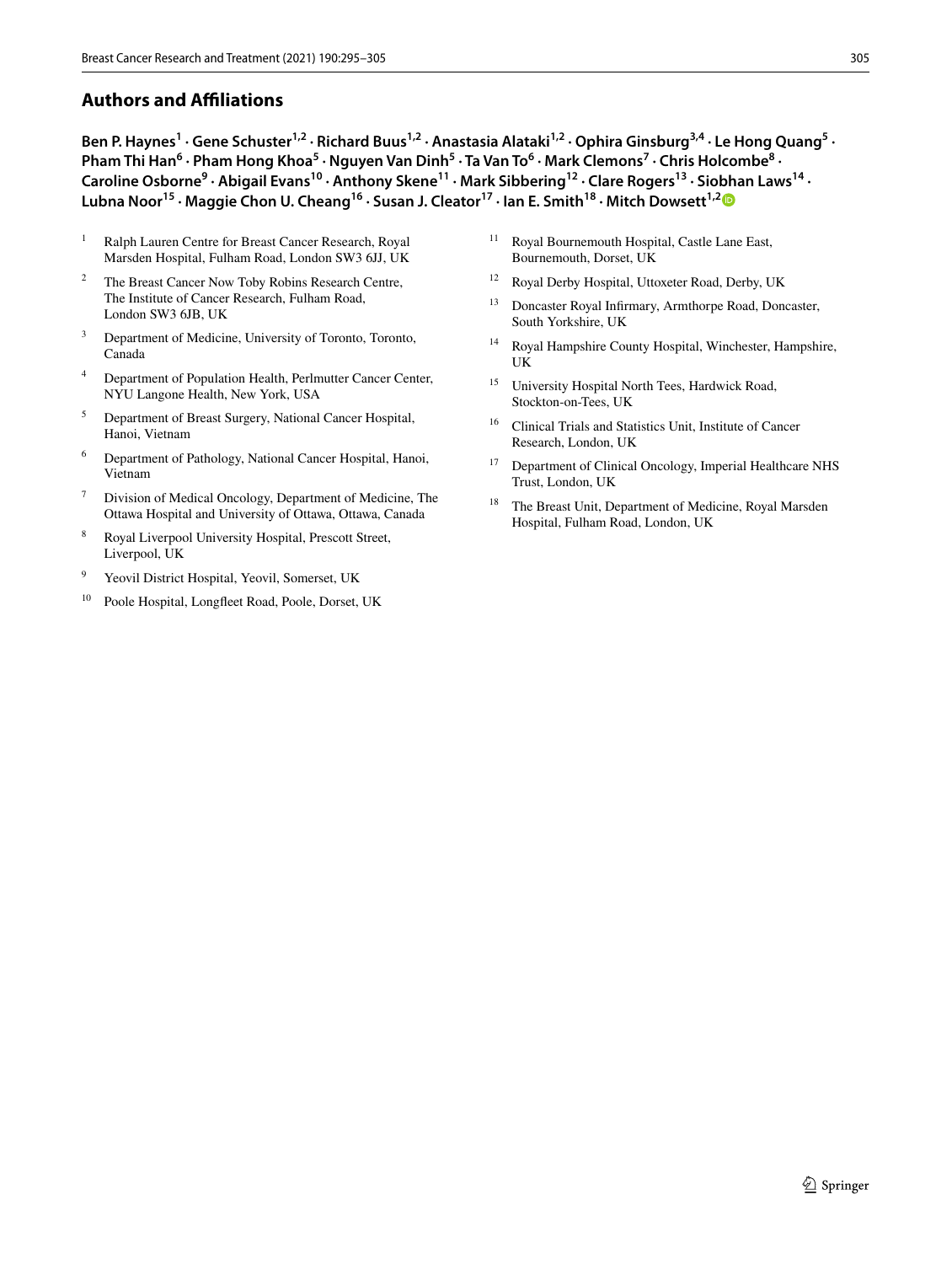## Authors and Affiliations

**Ben P. Haynes[1] · Gene Schuster[1,2] · Richard Buus[1,2] · Anastasia Alataki[1,2] · Ophira Ginsburg[3,4] · Le Hong Quang[5] · Pham Thi Han[6] · Pham Hong Khoa[5] · Nguyen Van Dinh[5] · Ta Van To[6] · Mark Clemons[7] · Chris Holcombe[8] · Caroline Osborne[9] · Abigail Evans[10] · Anthony Skene[11] · Mark Sibbering[12] · Clare Rogers[13] · Siobhan Laws[14] · Lubna Noor[15] · Maggie Chon U. Cheang[16] · Susan J. Cleator[17] · Ian E. Smith[18] · Mitch Dowsett[1,2]**

1. Ralph Lauren Centre for Breast Cancer Research, Royal Marsden Hospital, Fulham Road, London SW3 6JJ, UK
2. The Breast Cancer Now Toby Robins Research Centre, The Institute of Cancer Research, Fulham Road, London SW3 6JB, UK
3. Department of Medicine, University of Toronto, Toronto, Canada
4. Department of Population Health, Perlmutter Cancer Center, NYU Langone Health, New York, USA
5. Department of Breast Surgery, National Cancer Hospital, Hanoi, Vietnam
6. Department of Pathology, National Cancer Hospital, Hanoi, Vietnam
7. Division of Medical Oncology, Department of Medicine, The Ottawa Hospital and University of Ottawa, Ottawa, Canada
8. Royal Liverpool University Hospital, Prescott Street, Liverpool, UK
9. Yeovil District Hospital, Yeovil, Somerset, UK
10. Poole Hospital, Longfleet Road, Poole, Dorset, UK
11. Royal Bournemouth Hospital, Castle Lane East, Bournemouth, Dorset, UK
12. Royal Derby Hospital, Uttoxeter Road, Derby, UK
13. Doncaster Royal Infirmary, Armthorpe Road, Doncaster, South Yorkshire, UK
14. Royal Hampshire County Hospital, Winchester, Hampshire, UK
15. University Hospital North Tees, Hardwick Road, Stockton-on-Tees, UK
16. Clinical Trials and Statistics Unit, Institute of Cancer Research, London, UK
17. Department of Clinical Oncology, Imperial Healthcare NHS Trust, London, UK
18. The Breast Unit, Department of Medicine, Royal Marsden Hospital, Fulham Road, London, UK